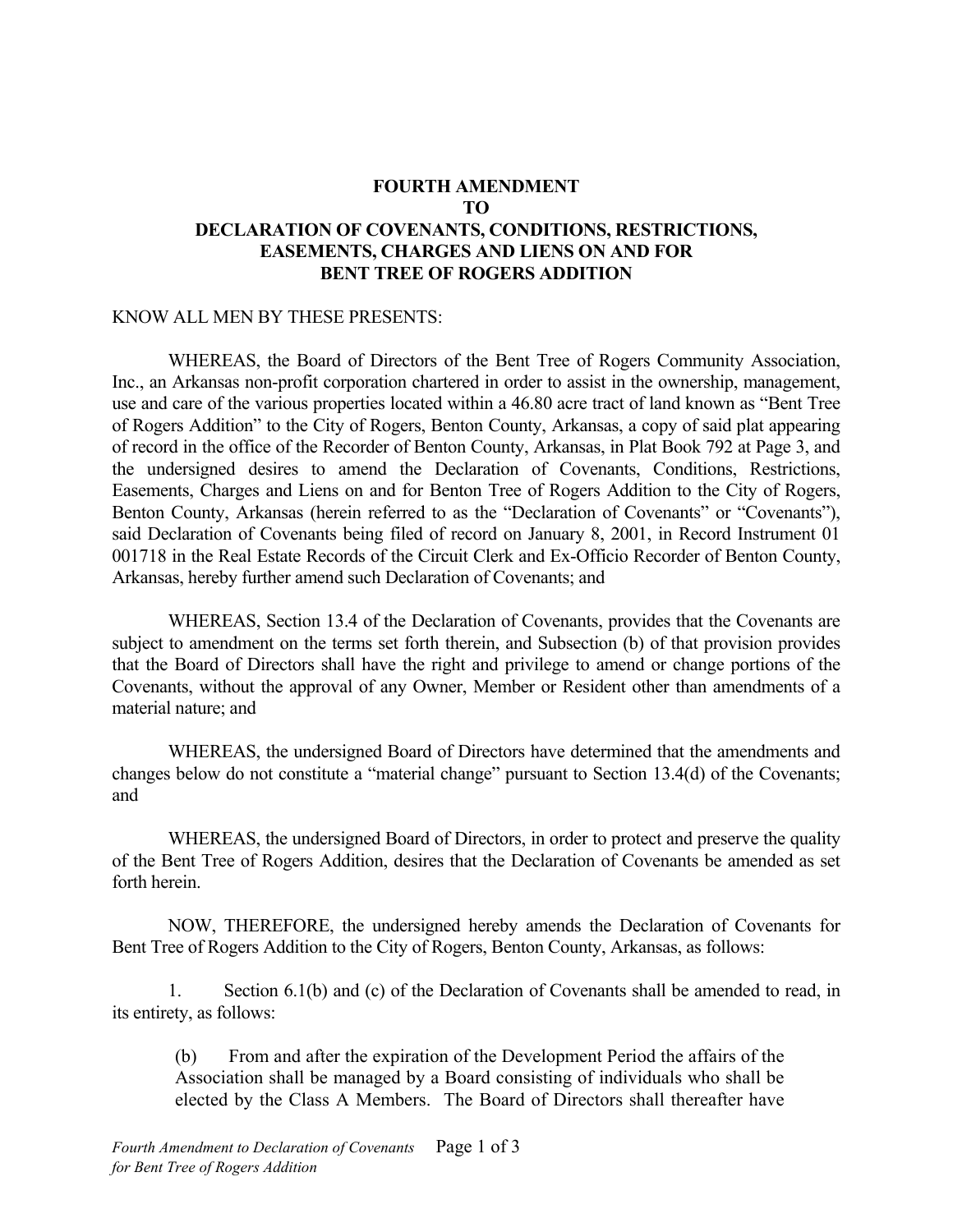**FOURTH AMENDMENT**
**TO**
**DECLARATION OF COVENANTS, CONDITIONS, RESTRICTIONS, EASEMENTS, CHARGES AND LIENS ON AND FOR BENT TREE OF ROGERS ADDITION**

KNOW ALL MEN BY THESE PRESENTS:

WHEREAS, the Board of Directors of the Bent Tree of Rogers Community Association, Inc., an Arkansas non-profit corporation chartered in order to assist in the ownership, management, use and care of the various properties located within a 46.80 acre tract of land known as "Bent Tree of Rogers Addition" to the City of Rogers, Benton County, Arkansas, a copy of said plat appearing of record in the office of the Recorder of Benton County, Arkansas, in Plat Book 792 at Page 3, and the undersigned desires to amend the Declaration of Covenants, Conditions, Restrictions, Easements, Charges and Liens on and for Benton Tree of Rogers Addition to the City of Rogers, Benton County, Arkansas (herein referred to as the "Declaration of Covenants" or "Covenants"), said Declaration of Covenants being filed of record on January 8, 2001, in Record Instrument 01 001718 in the Real Estate Records of the Circuit Clerk and Ex-Officio Recorder of Benton County, Arkansas, hereby further amend such Declaration of Covenants; and

WHEREAS, Section 13.4 of the Declaration of Covenants, provides that the Covenants are subject to amendment on the terms set forth therein, and Subsection (b) of that provision provides that the Board of Directors shall have the right and privilege to amend or change portions of the Covenants, without the approval of any Owner, Member or Resident other than amendments of a material nature; and

WHEREAS, the undersigned Board of Directors have determined that the amendments and changes below do not constitute a "material change" pursuant to Section 13.4(d) of the Covenants; and

WHEREAS, the undersigned Board of Directors, in order to protect and preserve the quality of the Bent Tree of Rogers Addition, desires that the Declaration of Covenants be amended as set forth herein.

NOW, THEREFORE, the undersigned hereby amends the Declaration of Covenants for Bent Tree of Rogers Addition to the City of Rogers, Benton County, Arkansas, as follows:

1. Section 6.1(b) and (c) of the Declaration of Covenants shall be amended to read, in its entirety, as follows:

> (b) From and after the expiration of the Development Period the affairs of the Association shall be managed by a Board consisting of individuals who shall be elected by the Class A Members. The Board of Directors shall thereafter have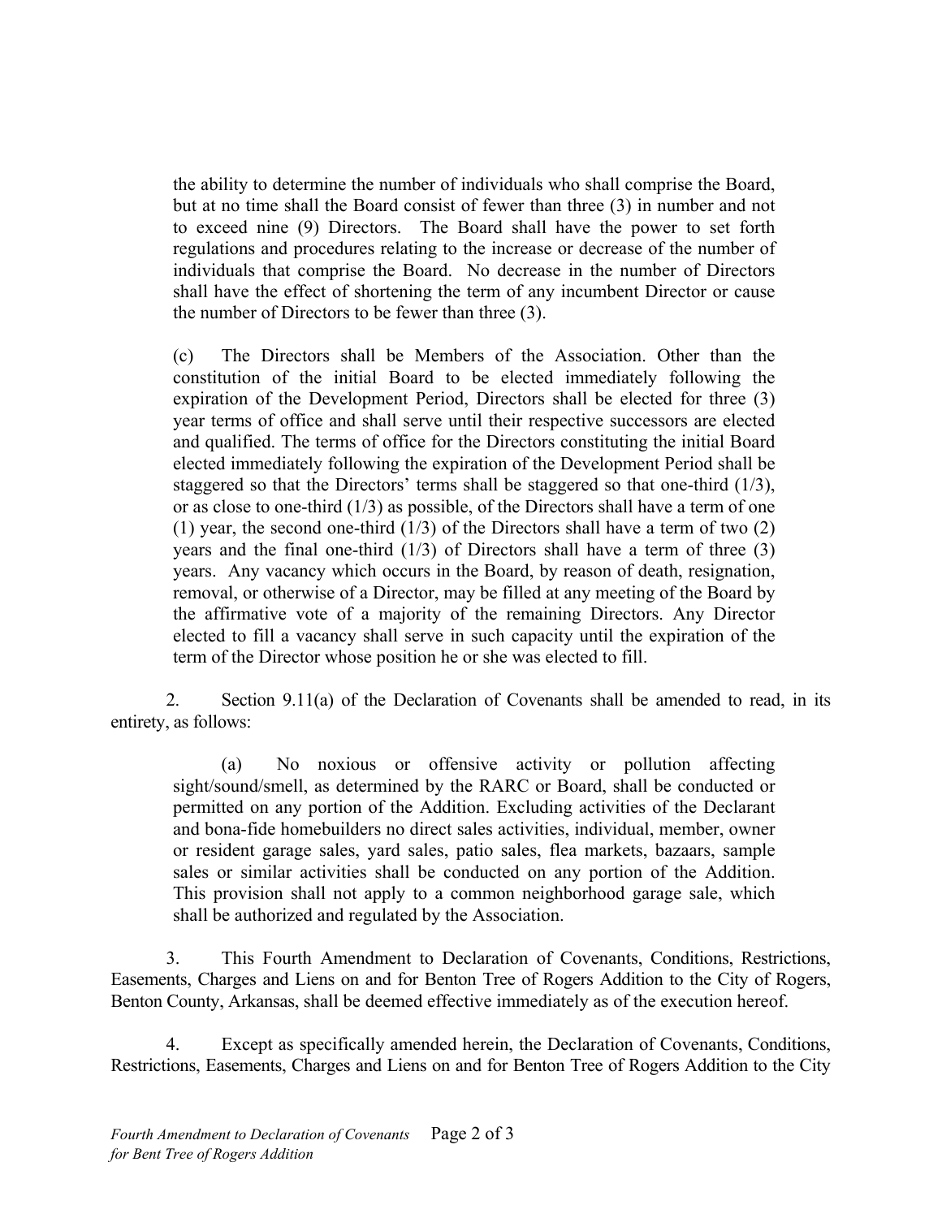the ability to determine the number of individuals who shall comprise the Board, but at no time shall the Board consist of fewer than three (3) in number and not to exceed nine (9) Directors. The Board shall have the power to set forth regulations and procedures relating to the increase or decrease of the number of individuals that comprise the Board. No decrease in the number of Directors shall have the effect of shortening the term of any incumbent Director or cause the number of Directors to be fewer than three (3).

(c) The Directors shall be Members of the Association. Other than the constitution of the initial Board to be elected immediately following the expiration of the Development Period, Directors shall be elected for three (3) year terms of office and shall serve until their respective successors are elected and qualified. The terms of office for the Directors constituting the initial Board elected immediately following the expiration of the Development Period shall be staggered so that the Directors' terms shall be staggered so that one-third (1/3), or as close to one-third (1/3) as possible, of the Directors shall have a term of one (1) year, the second one-third (1/3) of the Directors shall have a term of two (2) years and the final one-third (1/3) of Directors shall have a term of three (3) years. Any vacancy which occurs in the Board, by reason of death, resignation, removal, or otherwise of a Director, may be filled at any meeting of the Board by the affirmative vote of a majority of the remaining Directors. Any Director elected to fill a vacancy shall serve in such capacity until the expiration of the term of the Director whose position he or she was elected to fill.

2. Section 9.11(a) of the Declaration of Covenants shall be amended to read, in its entirety, as follows:

(a) No noxious or offensive activity or pollution affecting sight/sound/smell, as determined by the RARC or Board, shall be conducted or permitted on any portion of the Addition. Excluding activities of the Declarant and bona-fide homebuilders no direct sales activities, individual, member, owner or resident garage sales, yard sales, patio sales, flea markets, bazaars, sample sales or similar activities shall be conducted on any portion of the Addition. This provision shall not apply to a common neighborhood garage sale, which shall be authorized and regulated by the Association.

3. This Fourth Amendment to Declaration of Covenants, Conditions, Restrictions, Easements, Charges and Liens on and for Benton Tree of Rogers Addition to the City of Rogers, Benton County, Arkansas, shall be deemed effective immediately as of the execution hereof.

4. Except as specifically amended herein, the Declaration of Covenants, Conditions, Restrictions, Easements, Charges and Liens on and for Benton Tree of Rogers Addition to the City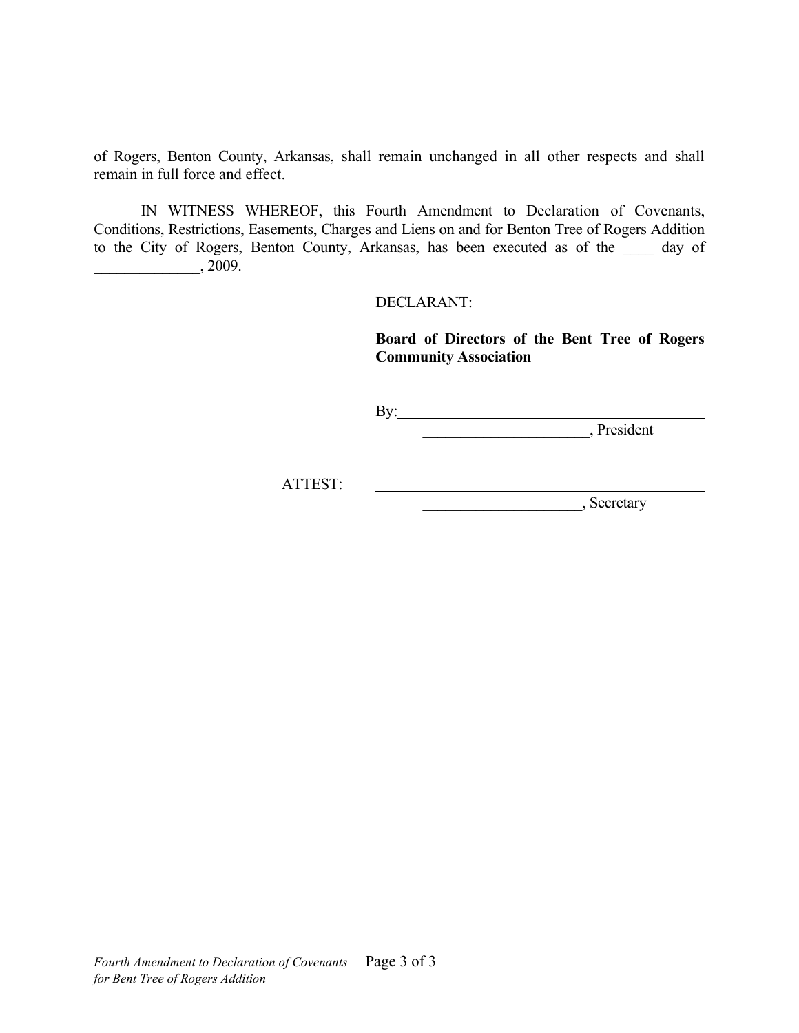of Rogers, Benton County, Arkansas, shall remain unchanged in all other respects and shall remain in full force and effect.

IN WITNESS WHEREOF, this Fourth Amendment to Declaration of Covenants, Conditions, Restrictions, Easements, Charges and Liens on and for Benton Tree of Rogers Addition to the City of Rogers, Benton County, Arkansas, has been executed as of the ____ day of ______________, 2009.

DECLARANT:

**Board of Directors of the Bent Tree of Rogers Community Association**

By:_____________________________________________

______________________, President

ATTEST: _____________________________________________

_____________________, Secretary